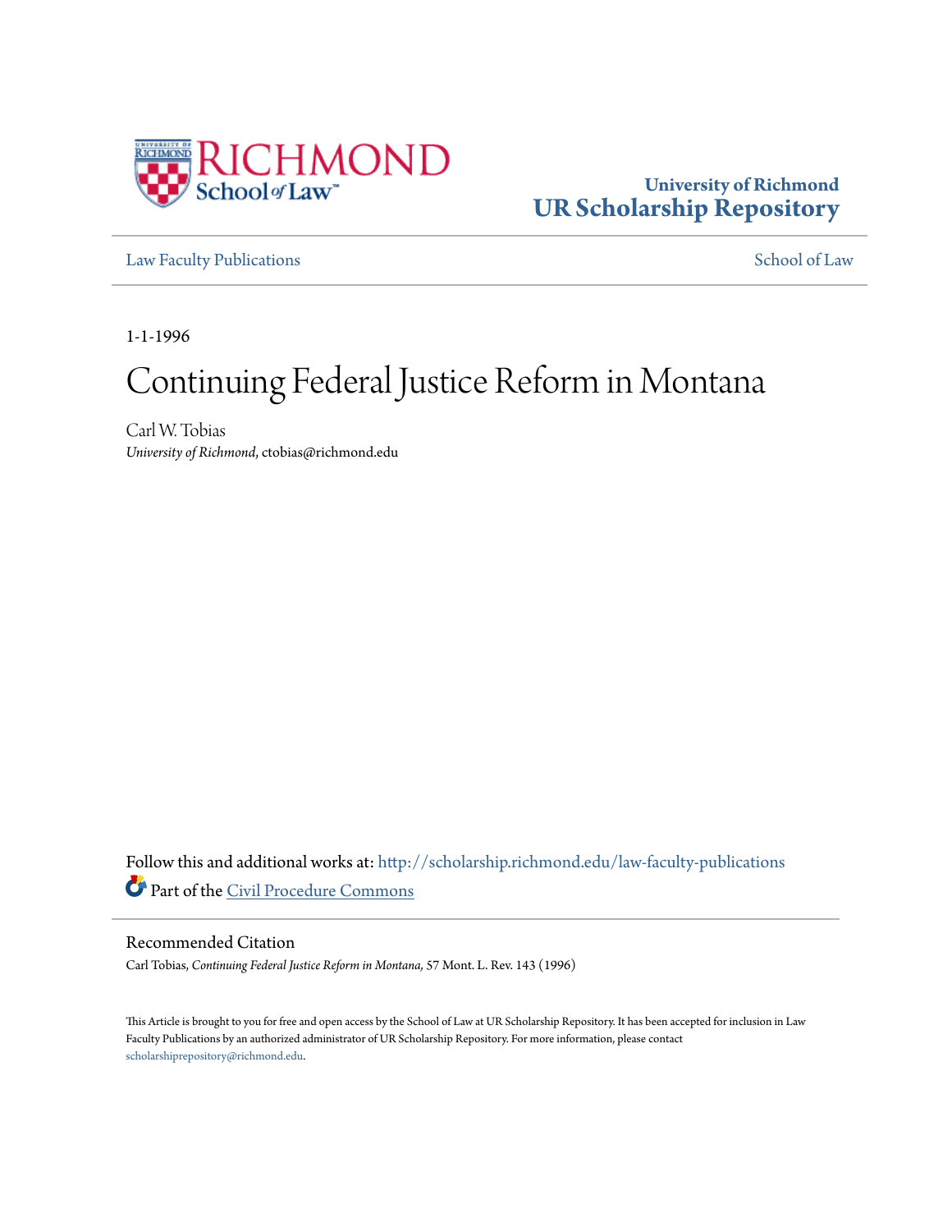University of Richmond
UR Scholarship Repository

Law Faculty Publications

School of Law

1-1-1996

# Continuing Federal Justice Reform in Montana

Carl W. Tobias
*University of Richmond*, ctobias@richmond.edu

Follow this and additional works at: http://scholarship.richmond.edu/law-faculty-publications

Part of the Civil Procedure Commons

## Recommended Citation

Carl Tobias, *Continuing Federal Justice Reform in Montana,* 57 Mont. L. Rev. 143 (1996)

This Article is brought to you for free and open access by the School of Law at UR Scholarship Repository. It has been accepted for inclusion in Law Faculty Publications by an authorized administrator of UR Scholarship Repository. For more information, please contact scholarshiprepository@richmond.edu.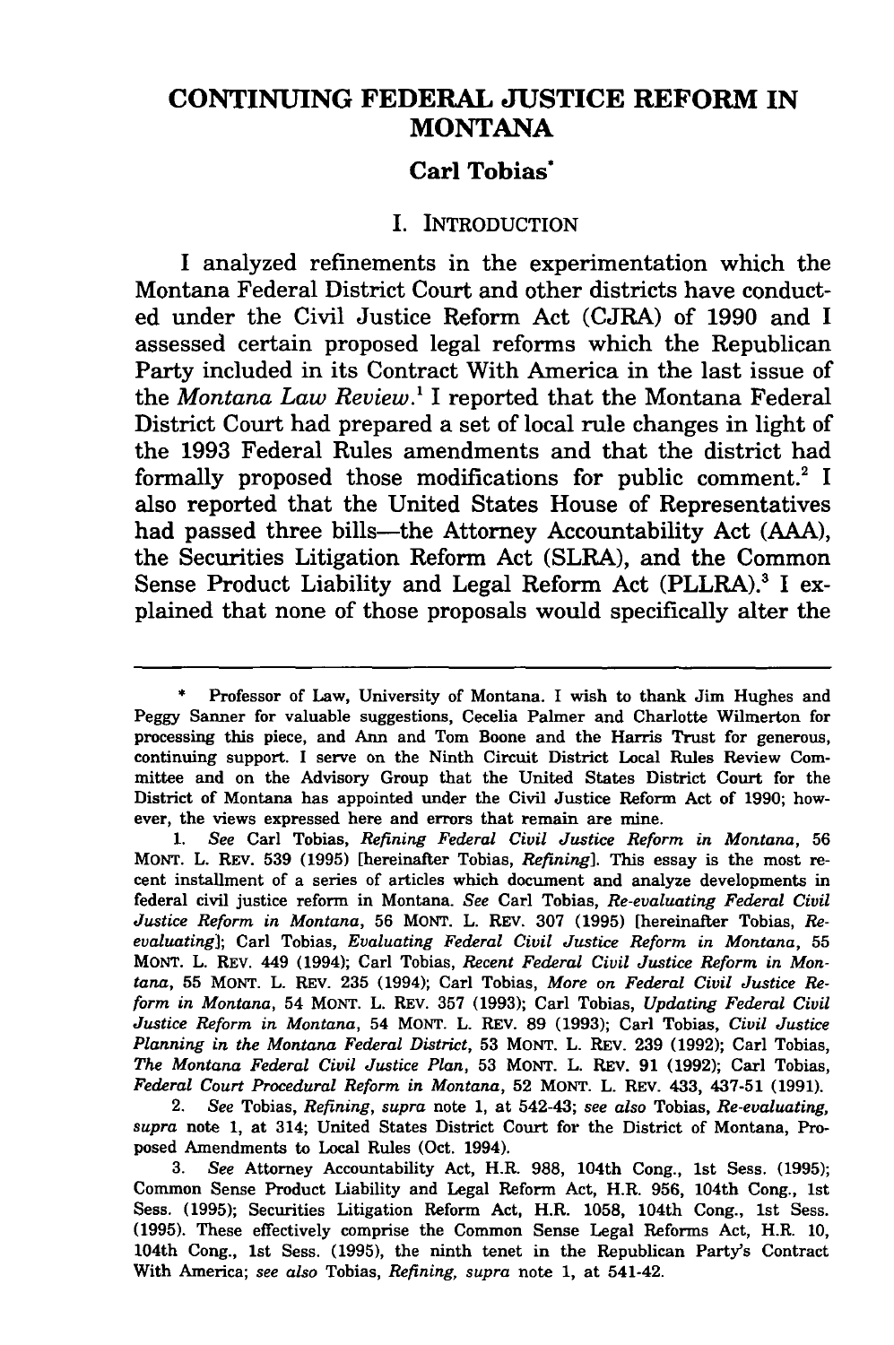# CONTINUING FEDERAL JUSTICE REFORM IN MONTANA

**Carl Tobias***

## I. INTRODUCTION

I analyzed refinements in the experimentation which the Montana Federal District Court and other districts have conducted under the Civil Justice Reform Act (CJRA) of 1990 and I assessed certain proposed legal reforms which the Republican Party included in its Contract With America in the last issue of the *Montana Law Review*.[1] I reported that the Montana Federal District Court had prepared a set of local rule changes in light of the 1993 Federal Rules amendments and that the district had formally proposed those modifications for public comment.[2] I also reported that the United States House of Representatives had passed three bills—the Attorney Accountability Act (AAA), the Securities Litigation Reform Act (SLRA), and the Common Sense Product Liability and Legal Reform Act (PLLRA).[3] I explained that none of those proposals would specifically alter the

---

\* Professor of Law, University of Montana. I wish to thank Jim Hughes and Peggy Sanner for valuable suggestions, Cecelia Palmer and Charlotte Wilmerton for processing this piece, and Ann and Tom Boone and the Harris Trust for generous, continuing support. I serve on the Ninth Circuit District Local Rules Review Committee and on the Advisory Group that the United States District Court for the District of Montana has appointed under the Civil Justice Reform Act of 1990; however, the views expressed here and errors that remain are mine.

1. *See* Carl Tobias, *Refining Federal Civil Justice Reform in Montana*, 56 MONT. L. REV. 539 (1995) [hereinafter Tobias, *Refining*]. This essay is the most recent installment of a series of articles which document and analyze developments in federal civil justice reform in Montana. *See* Carl Tobias, *Re-evaluating Federal Civil Justice Reform in Montana*, 56 MONT. L. REV. 307 (1995) [hereinafter Tobias, *Re-evaluating*]; Carl Tobias, *Evaluating Federal Civil Justice Reform in Montana*, 55 MONT. L. REV. 449 (1994); Carl Tobias, *Recent Federal Civil Justice Reform in Montana*, 55 MONT. L. REV. 235 (1994); Carl Tobias, *More on Federal Civil Justice Reform in Montana*, 54 MONT. L. REV. 357 (1993); Carl Tobias, *Updating Federal Civil Justice Reform in Montana*, 54 MONT. L. REV. 89 (1993); Carl Tobias, *Civil Justice Planning in the Montana Federal District*, 53 MONT. L. REV. 239 (1992); Carl Tobias, *The Montana Federal Civil Justice Plan*, 53 MONT. L. REV. 91 (1992); Carl Tobias, *Federal Court Procedural Reform in Montana*, 52 MONT. L. REV. 433, 437-51 (1991).

2. *See* Tobias, *Refining*, *supra* note 1, at 542-43; *see also* Tobias, *Re-evaluating*, *supra* note 1, at 314; United States District Court for the District of Montana, Proposed Amendments to Local Rules (Oct. 1994).

3. *See* Attorney Accountability Act, H.R. 988, 104th Cong., 1st Sess. (1995); Common Sense Product Liability and Legal Reform Act, H.R. 956, 104th Cong., 1st Sess. (1995); Securities Litigation Reform Act, H.R. 1058, 104th Cong., 1st Sess. (1995). These effectively comprise the Common Sense Legal Reforms Act, H.R. 10, 104th Cong., 1st Sess. (1995), the ninth tenet in the Republican Party's Contract With America; *see also* Tobias, *Refining*, *supra* note 1, at 541-42.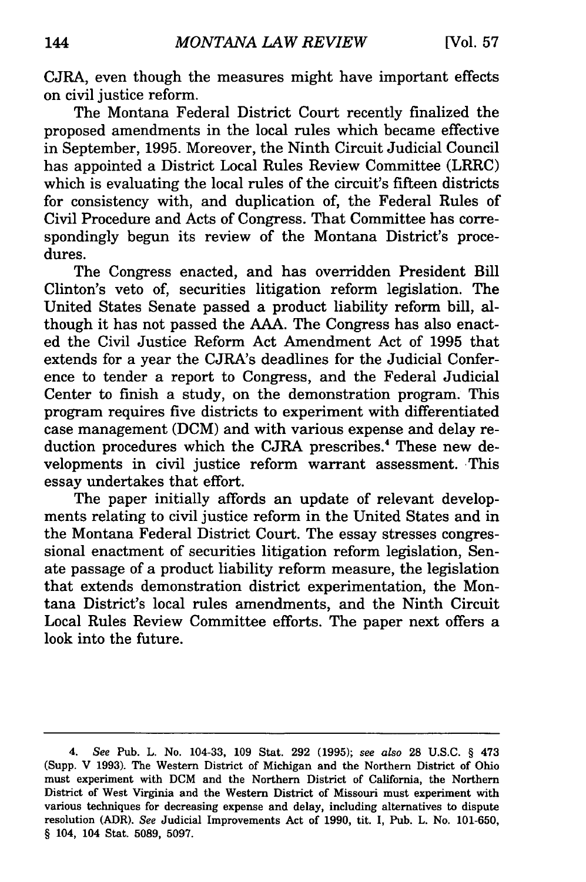CJRA, even though the measures might have important effects on civil justice reform.

The Montana Federal District Court recently finalized the proposed amendments in the local rules which became effective in September, 1995. Moreover, the Ninth Circuit Judicial Council has appointed a District Local Rules Review Committee (LRRC) which is evaluating the local rules of the circuit's fifteen districts for consistency with, and duplication of, the Federal Rules of Civil Procedure and Acts of Congress. That Committee has correspondingly begun its review of the Montana District's procedures.

The Congress enacted, and has overridden President Bill Clinton's veto of, securities litigation reform legislation. The United States Senate passed a product liability reform bill, although it has not passed the AAA. The Congress has also enacted the Civil Justice Reform Act Amendment Act of 1995 that extends for a year the CJRA's deadlines for the Judicial Conference to tender a report to Congress, and the Federal Judicial Center to finish a study, on the demonstration program. This program requires five districts to experiment with differentiated case management (DCM) and with various expense and delay reduction procedures which the CJRA prescribes.[4] These new developments in civil justice reform warrant assessment. This essay undertakes that effort.

The paper initially affords an update of relevant developments relating to civil justice reform in the United States and in the Montana Federal District Court. The essay stresses congressional enactment of securities litigation reform legislation, Senate passage of a product liability reform measure, the legislation that extends demonstration district experimentation, the Montana District's local rules amendments, and the Ninth Circuit Local Rules Review Committee efforts. The paper next offers a look into the future.

---

4. *See* Pub. L. No. 104-33, 109 Stat. 292 (1995); *see also* 28 U.S.C. § 473 (Supp. V 1993). The Western District of Michigan and the Northern District of Ohio must experiment with DCM and the Northern District of California, the Northern District of West Virginia and the Western District of Missouri must experiment with various techniques for decreasing expense and delay, including alternatives to dispute resolution (ADR). *See* Judicial Improvements Act of 1990, tit. I, Pub. L. No. 101-650, § 104, 104 Stat. 5089, 5097.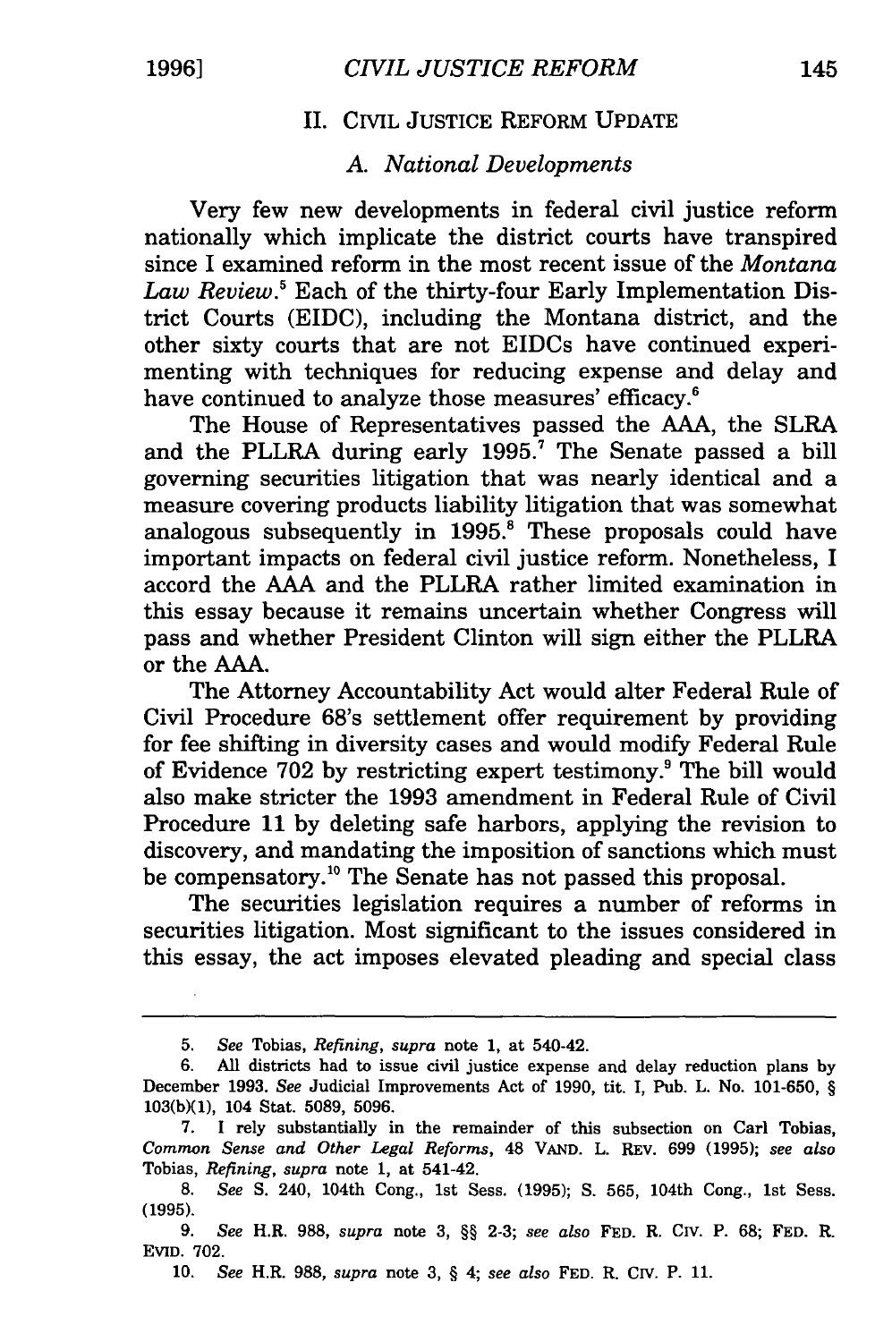## II. Civil Justice Reform Update

### *A. National Developments*

Very few new developments in federal civil justice reform nationally which implicate the district courts have transpired since I examined reform in the most recent issue of the *Montana Law Review*.[5] Each of the thirty-four Early Implementation District Courts (EIDC), including the Montana district, and the other sixty courts that are not EIDCs have continued experimenting with techniques for reducing expense and delay and have continued to analyze those measures' efficacy.[6]

The House of Representatives passed the AAA, the SLRA and the PLLRA during early 1995.[7] The Senate passed a bill governing securities litigation that was nearly identical and a measure covering products liability litigation that was somewhat analogous subsequently in 1995.[8] These proposals could have important impacts on federal civil justice reform. Nonetheless, I accord the AAA and the PLLRA rather limited examination in this essay because it remains uncertain whether Congress will pass and whether President Clinton will sign either the PLLRA or the AAA.

The Attorney Accountability Act would alter Federal Rule of Civil Procedure 68's settlement offer requirement by providing for fee shifting in diversity cases and would modify Federal Rule of Evidence 702 by restricting expert testimony.[9] The bill would also make stricter the 1993 amendment in Federal Rule of Civil Procedure 11 by deleting safe harbors, applying the revision to discovery, and mandating the imposition of sanctions which must be compensatory.[10] The Senate has not passed this proposal.

The securities legislation requires a number of reforms in securities litigation. Most significant to the issues considered in this essay, the act imposes elevated pleading and special class

---

5. *See* Tobias, *Refining*, *supra* note 1, at 540-42.

6. All districts had to issue civil justice expense and delay reduction plans by December 1993. *See* Judicial Improvements Act of 1990, tit. I, Pub. L. No. 101-650, § 103(b)(1), 104 Stat. 5089, 5096.

7. I rely substantially in the remainder of this subsection on Carl Tobias, *Common Sense and Other Legal Reforms*, 48 VAND. L. REV. 699 (1995); *see also* Tobias, *Refining*, *supra* note 1, at 541-42.

8. *See* S. 240, 104th Cong., 1st Sess. (1995); S. 565, 104th Cong., 1st Sess. (1995).

9. *See* H.R. 988, *supra* note 3, §§ 2-3; *see also* FED. R. CIV. P. 68; FED. R. EVID. 702.

10. *See* H.R. 988, *supra* note 3, § 4; *see also* FED. R. CIV. P. 11.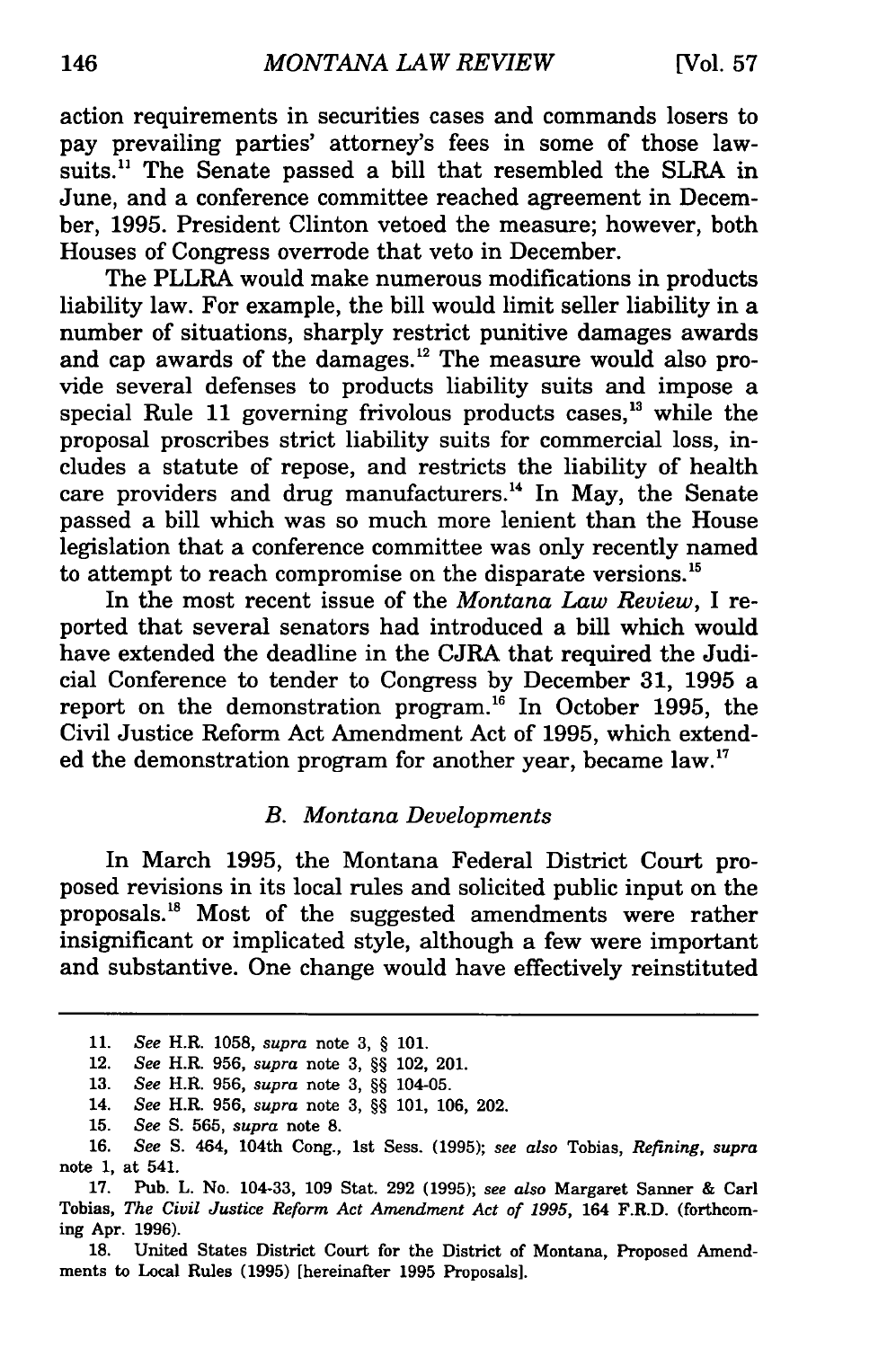action requirements in securities cases and commands losers to pay prevailing parties' attorney's fees in some of those lawsuits.[11] The Senate passed a bill that resembled the SLRA in June, and a conference committee reached agreement in December, 1995. President Clinton vetoed the measure; however, both Houses of Congress overrode that veto in December.

The PLLRA would make numerous modifications in products liability law. For example, the bill would limit seller liability in a number of situations, sharply restrict punitive damages awards and cap awards of the damages.[12] The measure would also provide several defenses to products liability suits and impose a special Rule 11 governing frivolous products cases,[13] while the proposal proscribes strict liability suits for commercial loss, includes a statute of repose, and restricts the liability of health care providers and drug manufacturers.[14] In May, the Senate passed a bill which was so much more lenient than the House legislation that a conference committee was only recently named to attempt to reach compromise on the disparate versions.[15]

In the most recent issue of the *Montana Law Review*, I reported that several senators had introduced a bill which would have extended the deadline in the CJRA that required the Judicial Conference to tender to Congress by December 31, 1995 a report on the demonstration program.[16] In October 1995, the Civil Justice Reform Act Amendment Act of 1995, which extended the demonstration program for another year, became law.[17]

### *B. Montana Developments*

In March 1995, the Montana Federal District Court proposed revisions in its local rules and solicited public input on the proposals.[18] Most of the suggested amendments were rather insignificant or implicated style, although a few were important and substantive. One change would have effectively reinstituted

---

11. *See* H.R. 1058, *supra* note 3, § 101.
12. *See* H.R. 956, *supra* note 3, §§ 102, 201.
13. *See* H.R. 956, *supra* note 3, §§ 104-05.
14. *See* H.R. 956, *supra* note 3, §§ 101, 106, 202.
15. *See* S. 565, *supra* note 8.
16. *See* S. 464, 104th Cong., 1st Sess. (1995); *see also* Tobias, *Refining*, *supra* note 1, at 541.
17. Pub. L. No. 104-33, 109 Stat. 292 (1995); *see also* Margaret Sanner & Carl Tobias, *The Civil Justice Reform Act Amendment Act of 1995*, 164 F.R.D. (forthcoming Apr. 1996).
18. United States District Court for the District of Montana, Proposed Amendments to Local Rules (1995) [hereinafter 1995 Proposals].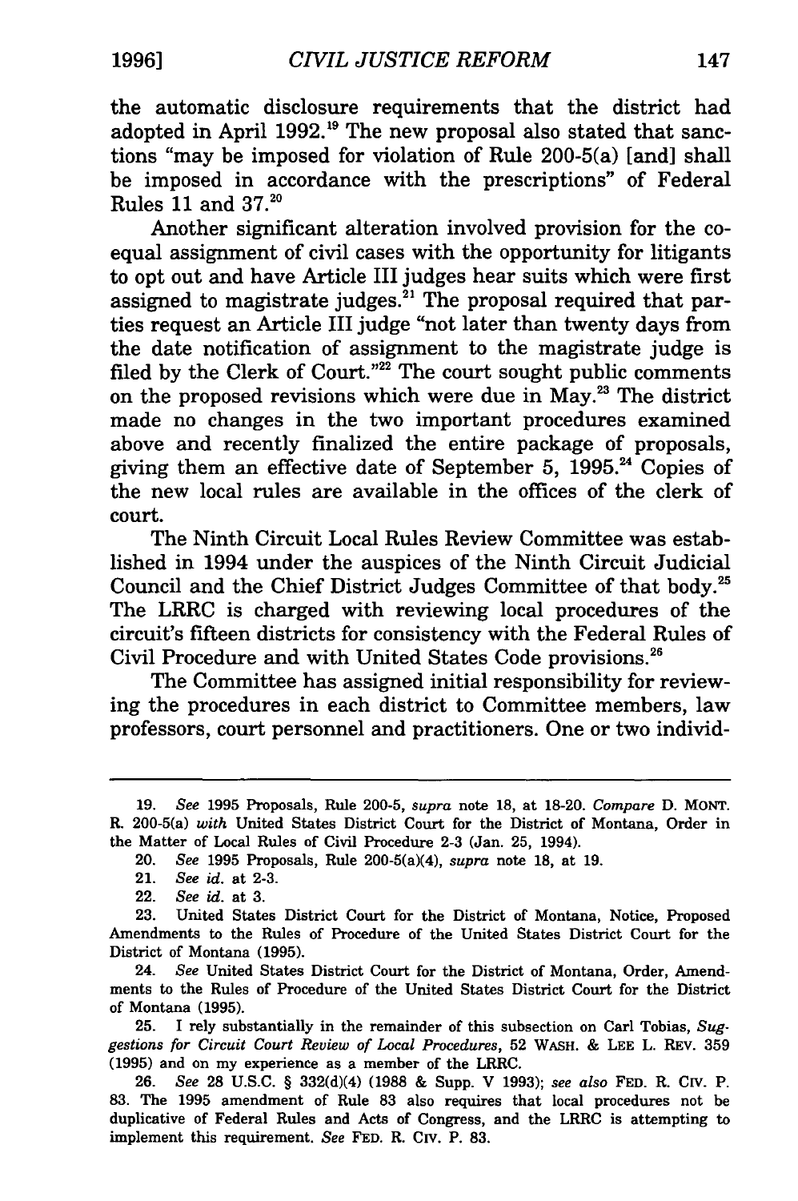the automatic disclosure requirements that the district had adopted in April 1992.[19] The new proposal also stated that sanctions "may be imposed for violation of Rule 200-5(a) [and] shall be imposed in accordance with the prescriptions" of Federal Rules 11 and 37.[20]

Another significant alteration involved provision for the co-equal assignment of civil cases with the opportunity for litigants to opt out and have Article III judges hear suits which were first assigned to magistrate judges.[21] The proposal required that parties request an Article III judge "not later than twenty days from the date notification of assignment to the magistrate judge is filed by the Clerk of Court."[22] The court sought public comments on the proposed revisions which were due in May.[23] The district made no changes in the two important procedures examined above and recently finalized the entire package of proposals, giving them an effective date of September 5, 1995.[24] Copies of the new local rules are available in the offices of the clerk of court.

The Ninth Circuit Local Rules Review Committee was established in 1994 under the auspices of the Ninth Circuit Judicial Council and the Chief District Judges Committee of that body.[25] The LRRC is charged with reviewing local procedures of the circuit's fifteen districts for consistency with the Federal Rules of Civil Procedure and with United States Code provisions.[26]

The Committee has assigned initial responsibility for reviewing the procedures in each district to Committee members, law professors, court personnel and practitioners. One or two individ-

---

19. *See* 1995 Proposals, Rule 200-5, *supra* note 18, at 18-20. *Compare* D. MONT. R. 200-5(a) *with* United States District Court for the District of Montana, Order in the Matter of Local Rules of Civil Procedure 2-3 (Jan. 25, 1994).

20. *See* 1995 Proposals, Rule 200-5(a)(4), *supra* note 18, at 19.

21. *See id.* at 2-3.

22. *See id.* at 3.

23. United States District Court for the District of Montana, Notice, Proposed Amendments to the Rules of Procedure of the United States District Court for the District of Montana (1995).

24. *See* United States District Court for the District of Montana, Order, Amendments to the Rules of Procedure of the United States District Court for the District of Montana (1995).

25. I rely substantially in the remainder of this subsection on Carl Tobias, *Suggestions for Circuit Court Review of Local Procedures*, 52 WASH. & LEE L. REV. 359 (1995) and on my experience as a member of the LRRC.

26. *See* 28 U.S.C. § 332(d)(4) (1988 & Supp. V 1993); *see also* FED. R. CIV. P. 83. The 1995 amendment of Rule 83 also requires that local procedures not be duplicative of Federal Rules and Acts of Congress, and the LRRC is attempting to implement this requirement. *See* FED. R. CIV. P. 83.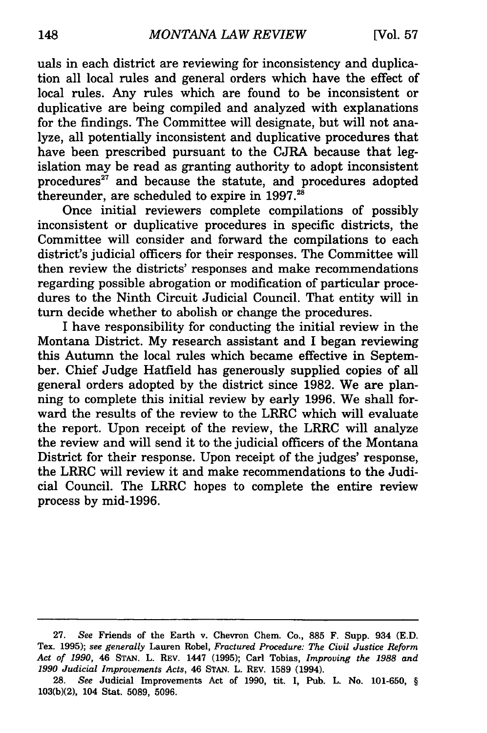uals in each district are reviewing for inconsistency and duplication all local rules and general orders which have the effect of local rules. Any rules which are found to be inconsistent or duplicative are being compiled and analyzed with explanations for the findings. The Committee will designate, but will not analyze, all potentially inconsistent and duplicative procedures that have been prescribed pursuant to the CJRA because that legislation may be read as granting authority to adopt inconsistent procedures[27] and because the statute, and procedures adopted thereunder, are scheduled to expire in 1997.[28]

Once initial reviewers complete compilations of possibly inconsistent or duplicative procedures in specific districts, the Committee will consider and forward the compilations to each district's judicial officers for their responses. The Committee will then review the districts' responses and make recommendations regarding possible abrogation or modification of particular procedures to the Ninth Circuit Judicial Council. That entity will in turn decide whether to abolish or change the procedures.

I have responsibility for conducting the initial review in the Montana District. My research assistant and I began reviewing this Autumn the local rules which became effective in September. Chief Judge Hatfield has generously supplied copies of all general orders adopted by the district since 1982. We are planning to complete this initial review by early 1996. We shall forward the results of the review to the LRRC which will evaluate the report. Upon receipt of the review, the LRRC will analyze the review and will send it to the judicial officers of the Montana District for their response. Upon receipt of the judges' response, the LRRC will review it and make recommendations to the Judicial Council. The LRRC hopes to complete the entire review process by mid-1996.

---

27. *See* Friends of the Earth v. Chevron Chem. Co., 885 F. Supp. 934 (E.D. Tex. 1995); *see generally* Lauren Robel, *Fractured Procedure: The Civil Justice Reform Act of 1990*, 46 STAN. L. REV. 1447 (1995); Carl Tobias, *Improving the 1988 and 1990 Judicial Improvements Acts*, 46 STAN. L. REV. 1589 (1994).

28. *See* Judicial Improvements Act of 1990, tit. I, Pub. L. No. 101-650, § 103(b)(2), 104 Stat. 5089, 5096.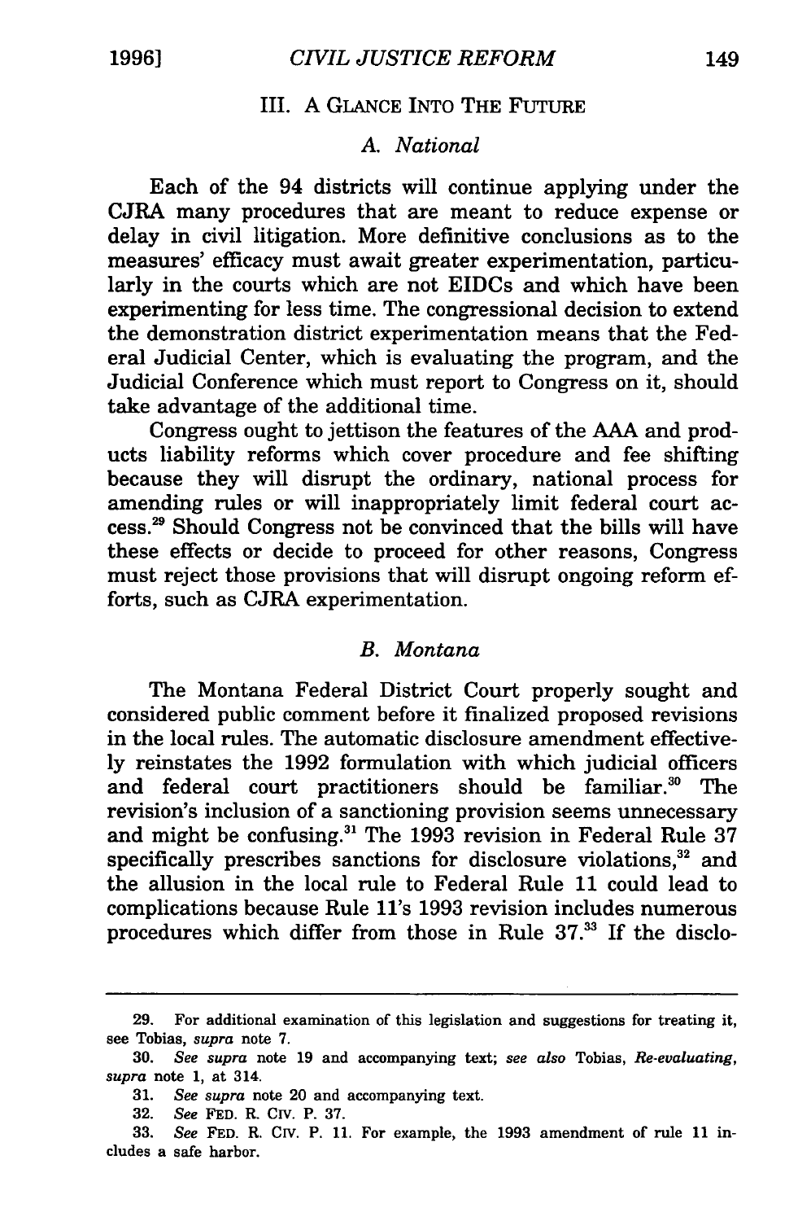## III. A GLANCE INTO THE FUTURE

### *A. National*

Each of the 94 districts will continue applying under the CJRA many procedures that are meant to reduce expense or delay in civil litigation. More definitive conclusions as to the measures' efficacy must await greater experimentation, particularly in the courts which are not EIDCs and which have been experimenting for less time. The congressional decision to extend the demonstration district experimentation means that the Federal Judicial Center, which is evaluating the program, and the Judicial Conference which must report to Congress on it, should take advantage of the additional time.

Congress ought to jettison the features of the AAA and products liability reforms which cover procedure and fee shifting because they will disrupt the ordinary, national process for amending rules or will inappropriately limit federal court access.[29] Should Congress not be convinced that the bills will have these effects or decide to proceed for other reasons, Congress must reject those provisions that will disrupt ongoing reform efforts, such as CJRA experimentation.

### *B. Montana*

The Montana Federal District Court properly sought and considered public comment before it finalized proposed revisions in the local rules. The automatic disclosure amendment effectively reinstates the 1992 formulation with which judicial officers and federal court practitioners should be familiar.[30] The revision's inclusion of a sanctioning provision seems unnecessary and might be confusing.[31] The 1993 revision in Federal Rule 37 specifically prescribes sanctions for disclosure violations,[32] and the allusion in the local rule to Federal Rule 11 could lead to complications because Rule 11's 1993 revision includes numerous procedures which differ from those in Rule 37.[33] If the disclo-

---

29. For additional examination of this legislation and suggestions for treating it, see Tobias, *supra* note 7.

30. *See supra* note 19 and accompanying text; *see also* Tobias, *Re-evaluating*, *supra* note 1, at 314.

31. *See supra* note 20 and accompanying text.

32. *See* FED. R. CIV. P. 37.

33. *See* FED. R. CIV. P. 11. For example, the 1993 amendment of rule 11 includes a safe harbor.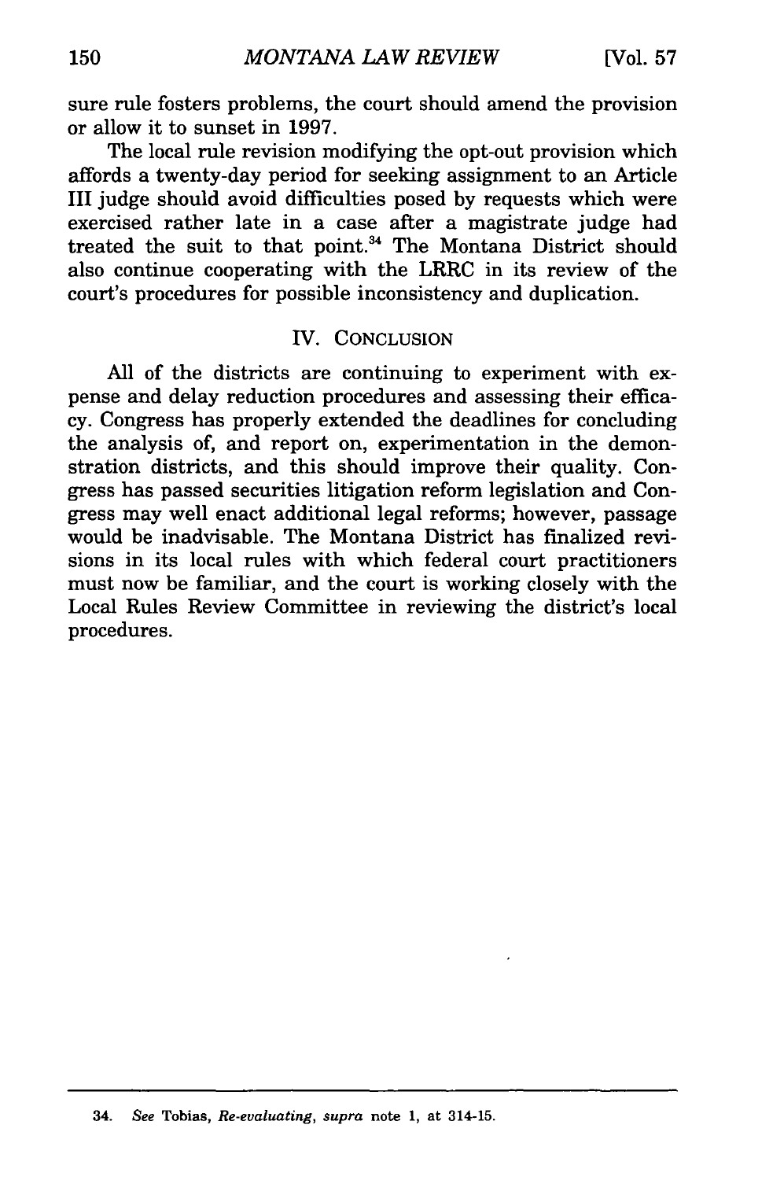sure rule fosters problems, the court should amend the provision or allow it to sunset in 1997.

The local rule revision modifying the opt-out provision which affords a twenty-day period for seeking assignment to an Article III judge should avoid difficulties posed by requests which were exercised rather late in a case after a magistrate judge had treated the suit to that point.[34] The Montana District should also continue cooperating with the LRRC in its review of the court's procedures for possible inconsistency and duplication.

## IV. CONCLUSION

All of the districts are continuing to experiment with expense and delay reduction procedures and assessing their efficacy. Congress has properly extended the deadlines for concluding the analysis of, and report on, experimentation in the demonstration districts, and this should improve their quality. Congress has passed securities litigation reform legislation and Congress may well enact additional legal reforms; however, passage would be inadvisable. The Montana District has finalized revisions in its local rules with which federal court practitioners must now be familiar, and the court is working closely with the Local Rules Review Committee in reviewing the district's local procedures.

---

34. *See* Tobias, *Re-evaluating*, *supra* note 1, at 314-15.